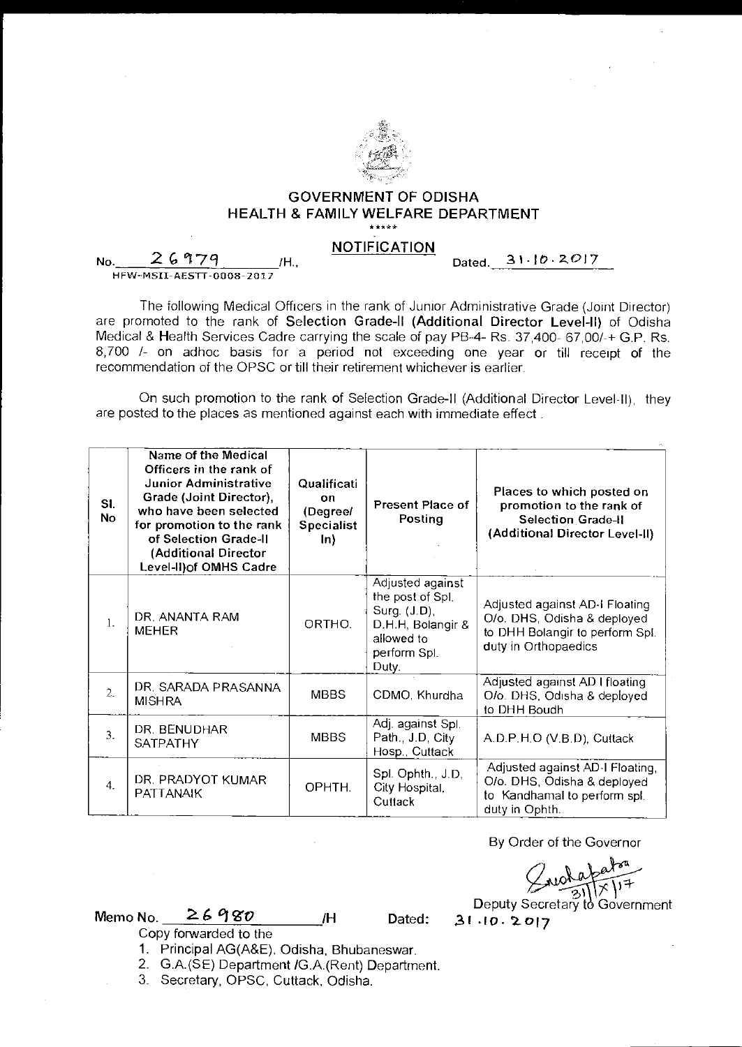# GOVERNMENT OF ODISHA
## HEALTH & FAMILY WELFARE DEPARTMENT

\*\*\*\*\*

### NOTIFICATION

No. 26979 /H., Dated. 31.10.2017
HFW-MSII-AESTT-0008-2017

The following Medical Officers in the rank of Junior Administrative Grade (Joint Director) are promoted to the rank of **Selection Grade-II (Additional Director Level-II)** of Odisha Medical & Health Services Cadre carrying the scale of pay PB-4- Rs. 37,400- 67,00/-+ G.P. Rs. 8,700 /- on adhoc basis for a period not exceeding one year or till receipt of the recommendation of the OPSC or till their retirement whichever is earlier.

On such promotion to the rank of Selection Grade-II (Additional Director Level-II), they are posted to the places as mentioned against each with immediate effect .

| Sl. No | Name of the Medical Officers in the rank of Junior Administrative Grade (Joint Director), who have been selected for promotion to the rank of Selection Grade-II (Additional Director Level-II)of OMHS Cadre | Qualification (Degree/ Specialist In) | Present Place of Posting | Places to which posted on promotion to the rank of Selection Grade-II (Additional Director Level-II) |
|---|---|---|---|---|
| 1. | DR. ANANTA RAM MEHER | ORTHO. | Adjusted against the post of Spl. Surg. (J.D), D.H.H, Bolangir & allowed to perform Spl. Duty. | Adjusted against AD-I Floating O/o. DHS, Odisha & deployed to DHH Bolangir to perform Spl. duty in Orthopaedics |
| 2. | DR. SARADA PRASANNA MISHRA | MBBS | CDMO, Khurdha | Adjusted against AD I floating O/o. DHS, Odisha & deployed to DHH Boudh |
| 3. | DR. BENUDHAR SATPATHY | MBBS | Adj. against Spl. Path., J.D, City Hosp., Cuttack | A.D.P.H.O (V.B.D), Cuttack |
| 4. | DR. PRADYOT KUMAR PATTANAIK | OPHTH. | Spl. Ophth., J.D, City Hospital, Cuttack | Adjusted against AD-I Floating, O/o. DHS, Odisha & deployed to Kandhamal to perform spl. duty in Ophth. |

By Order of the Governor

31/X/17

Deputy Secretary to Government

Memo No. 26980 /H Dated: 31.10.2017

Copy forwarded to the

1. Principal AG(A&E), Odisha, Bhubaneswar.
2. G.A.(SE) Department /G.A.(Rent) Department.
3. Secretary, OPSC, Cuttack, Odisha.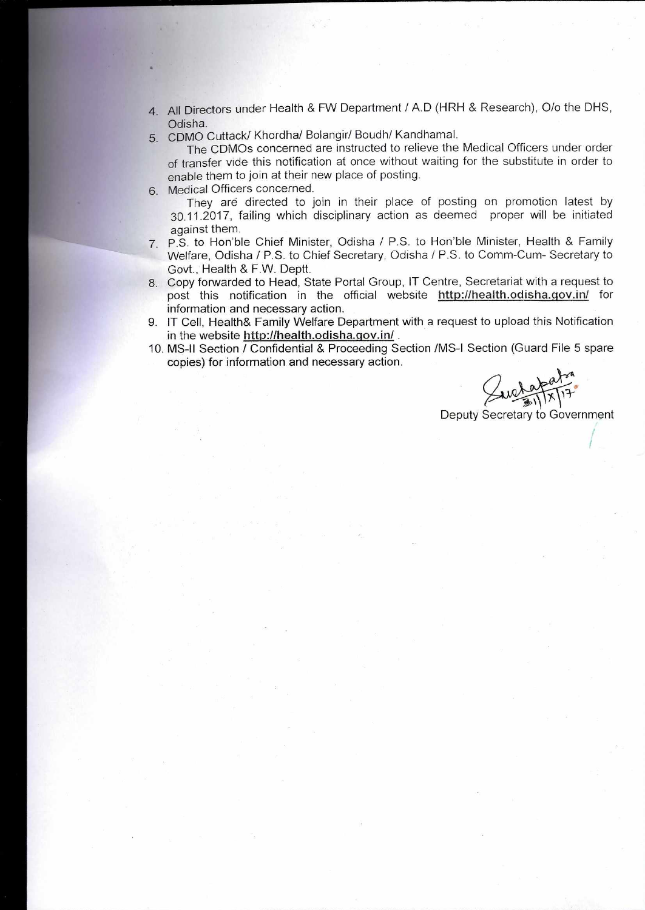4. All Directors under Health & FW Department / A.D (HRH & Research), O/o the DHS, Odisha.
5. CDMO Cuttack/ Khordha/ Bolangir/ Boudh/ Kandhamal.
   The CDMOs concerned are instructed to relieve the Medical Officers under order of transfer vide this notification at once without waiting for the substitute in order to enable them to join at their new place of posting.
6. Medical Officers concerned.
   They are directed to join in their place of posting on promotion latest by 30.11.2017, failing which disciplinary action as deemed proper will be initiated against them.
7. P.S. to Hon'ble Chief Minister, Odisha / P.S. to Hon'ble Minister, Health & Family Welfare, Odisha / P.S. to Chief Secretary, Odisha / P.S. to Comm-Cum- Secretary to Govt., Health & F.W. Deptt.
8. Copy forwarded to Head, State Portal Group, IT Centre, Secretariat with a request to post this notification in the official website **http://health.odisha.gov.in/** for information and necessary action.
9. IT Cell, Health& Family Welfare Department with a request to upload this Notification in the website **http://health.odisha.gov.in/** .
10. MS-II Section / Confidential & Proceeding Section /MS-I Section (Guard File 5 spare copies) for information and necessary action.

Suchapatra
31/X/17

Deputy Secretary to Government